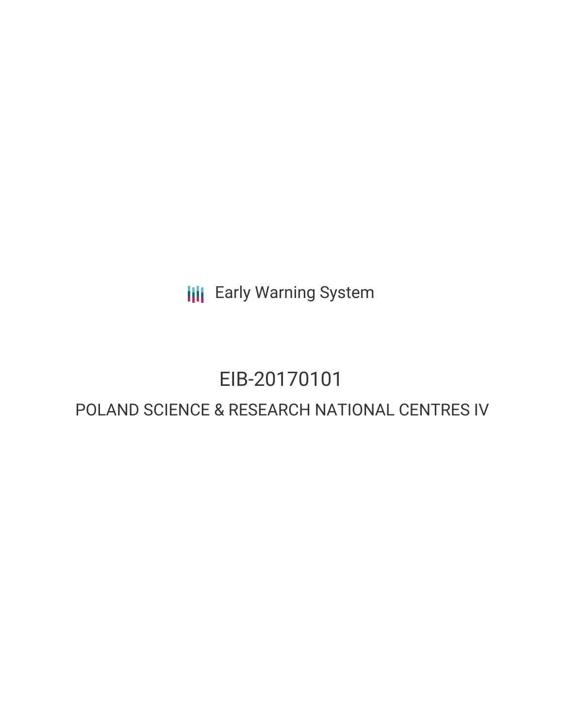Early Warning System

# EIB-20170101

## POLAND SCIENCE & RESEARCH NATIONAL CENTRES IV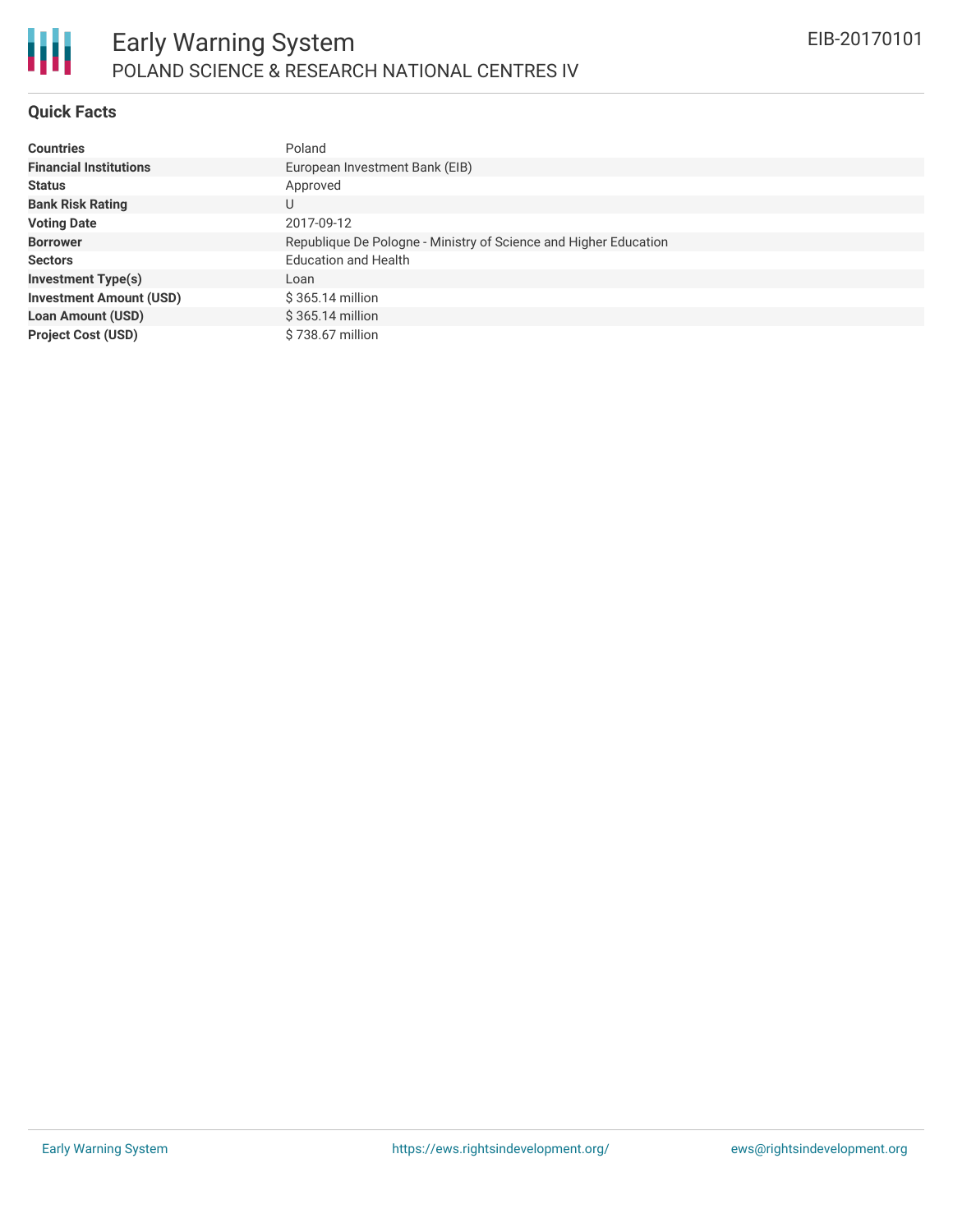# Early Warning System

## POLAND SCIENCE & RESEARCH NATIONAL CENTRES IV

EIB-20170101

### Quick Facts

| | |
|---|---|
| **Countries** | Poland |
| **Financial Institutions** | European Investment Bank (EIB) |
| **Status** | Approved |
| **Bank Risk Rating** | U |
| **Voting Date** | 2017-09-12 |
| **Borrower** | Republique De Pologne - Ministry of Science and Higher Education |
| **Sectors** | Education and Health |
| **Investment Type(s)** | Loan |
| **Investment Amount (USD)** | $ 365.14 million |
| **Loan Amount (USD)** | $ 365.14 million |
| **Project Cost (USD)** | $ 738.67 million |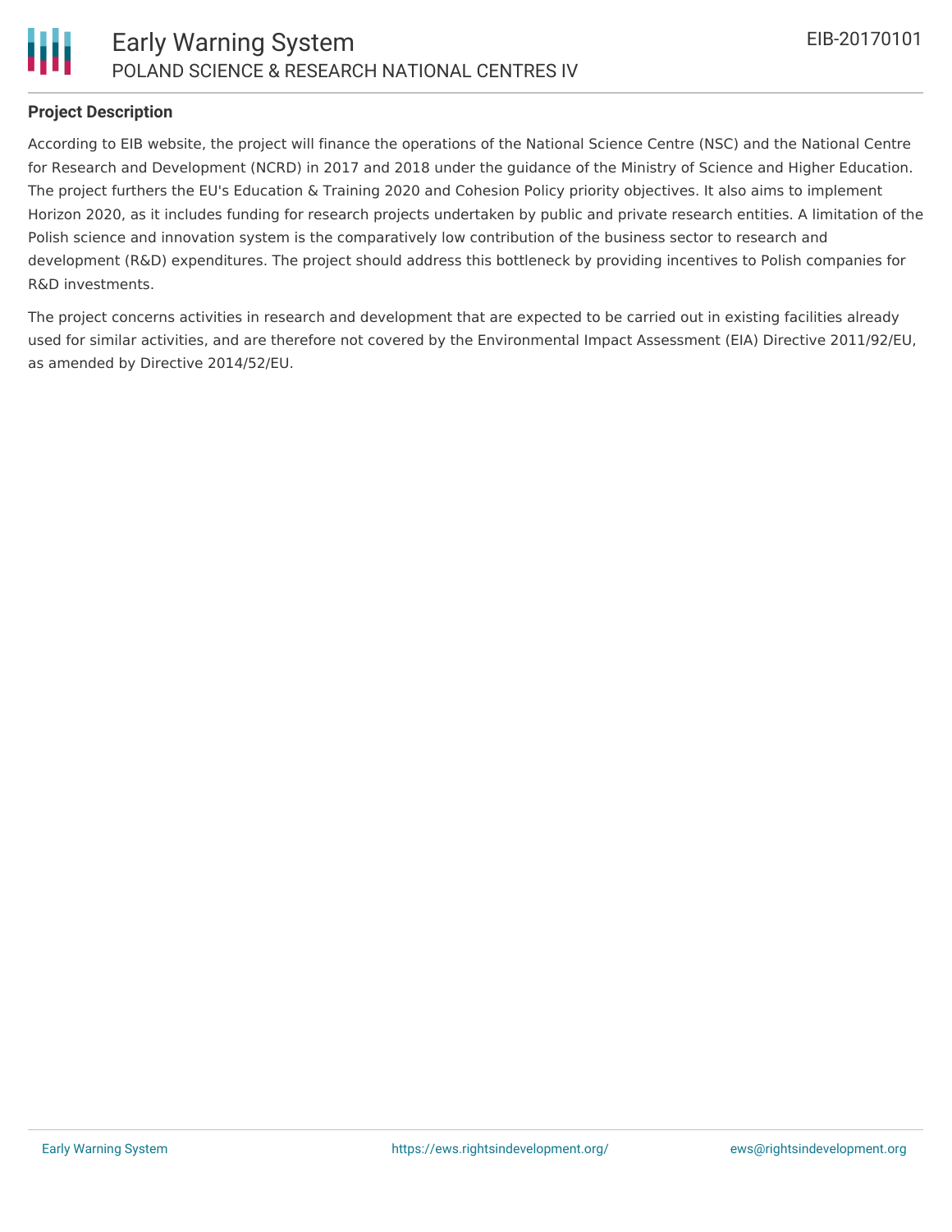**Project Description**

According to EIB website, the project will finance the operations of the National Science Centre (NSC) and the National Centre for Research and Development (NCRD) in 2017 and 2018 under the guidance of the Ministry of Science and Higher Education. The project furthers the EU's Education & Training 2020 and Cohesion Policy priority objectives. It also aims to implement Horizon 2020, as it includes funding for research projects undertaken by public and private research entities. A limitation of the Polish science and innovation system is the comparatively low contribution of the business sector to research and development (R&D) expenditures. The project should address this bottleneck by providing incentives to Polish companies for R&D investments.

The project concerns activities in research and development that are expected to be carried out in existing facilities already used for similar activities, and are therefore not covered by the Environmental Impact Assessment (EIA) Directive 2011/92/EU, as amended by Directive 2014/52/EU.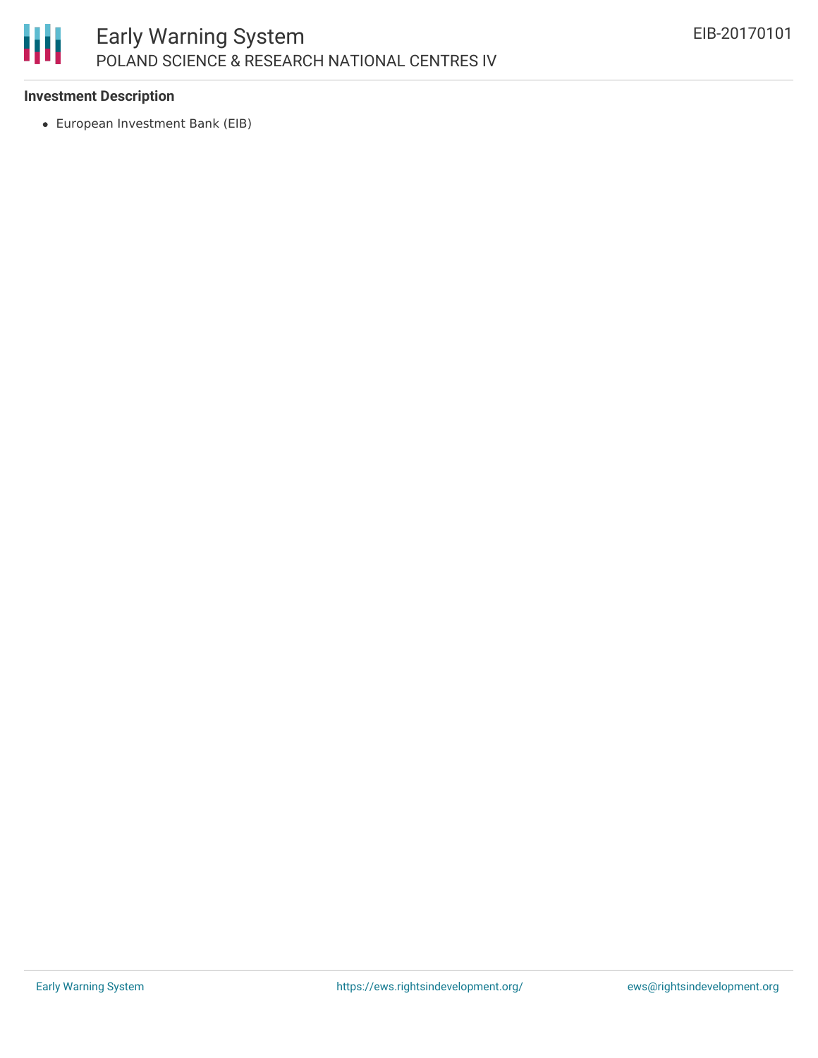**Investment Description**

- European Investment Bank (EIB)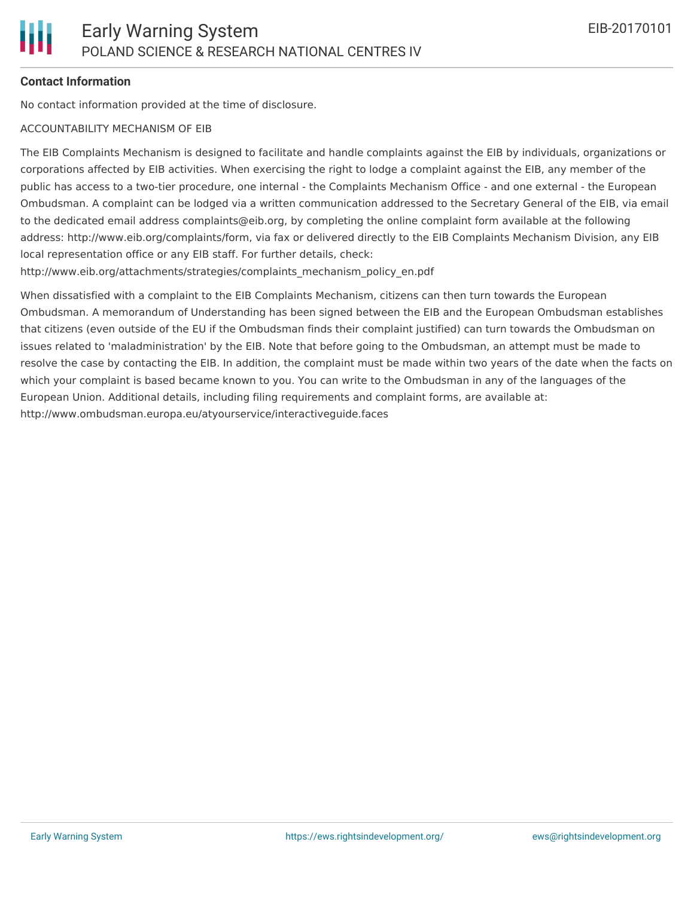**Contact Information**

No contact information provided at the time of disclosure.

ACCOUNTABILITY MECHANISM OF EIB

The EIB Complaints Mechanism is designed to facilitate and handle complaints against the EIB by individuals, organizations or corporations affected by EIB activities. When exercising the right to lodge a complaint against the EIB, any member of the public has access to a two-tier procedure, one internal - the Complaints Mechanism Office - and one external - the European Ombudsman. A complaint can be lodged via a written communication addressed to the Secretary General of the EIB, via email to the dedicated email address complaints@eib.org, by completing the online complaint form available at the following address: http://www.eib.org/complaints/form, via fax or delivered directly to the EIB Complaints Mechanism Division, any EIB local representation office or any EIB staff. For further details, check: http://www.eib.org/attachments/strategies/complaints_mechanism_policy_en.pdf

When dissatisfied with a complaint to the EIB Complaints Mechanism, citizens can then turn towards the European Ombudsman. A memorandum of Understanding has been signed between the EIB and the European Ombudsman establishes that citizens (even outside of the EU if the Ombudsman finds their complaint justified) can turn towards the Ombudsman on issues related to 'maladministration' by the EIB. Note that before going to the Ombudsman, an attempt must be made to resolve the case by contacting the EIB. In addition, the complaint must be made within two years of the date when the facts on which your complaint is based became known to you. You can write to the Ombudsman in any of the languages of the European Union. Additional details, including filing requirements and complaint forms, are available at: http://www.ombudsman.europa.eu/atyourservice/interactiveguide.faces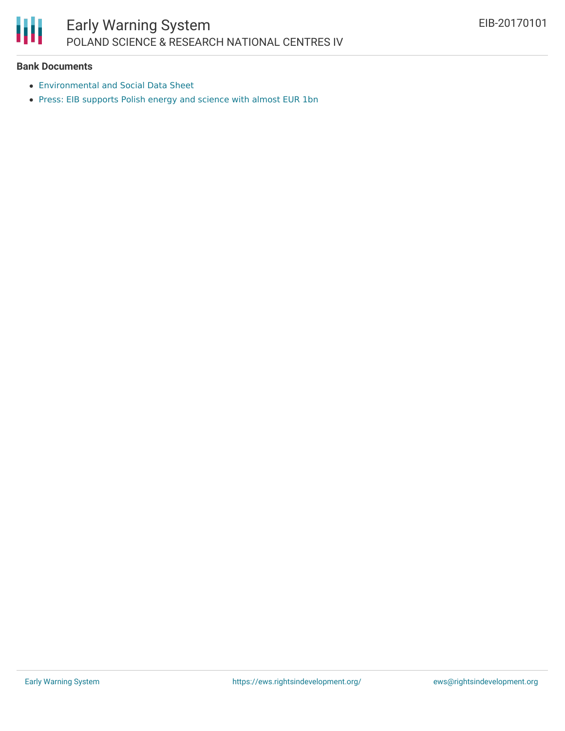**Bank Documents**

- Environmental and Social Data Sheet
- Press: EIB supports Polish energy and science with almost EUR 1bn